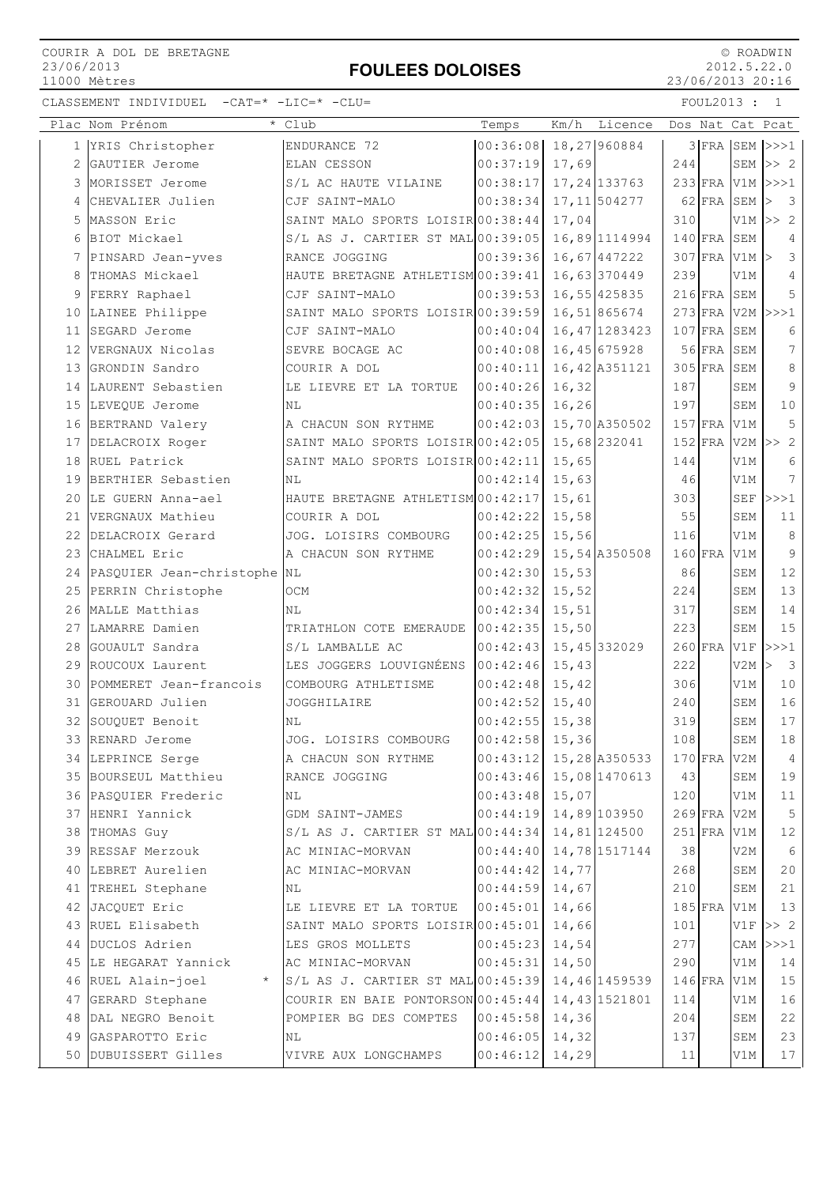COURIR A DOL DE BRETAGNE
23/06/2013
11000 Mètres

# FOULEES DOLOISES

© ROADWIN
2012.5.22.0
23/06/2013 20:16

CLASSEMENT INDIVIDUEL -CAT=* -LIC=* -CLU= FOUL2013 : 1

| Plac | Nom Prénom | * | Club | Temps | Km/h | Licence | Dos | Nat | Cat | Pcat |
|---|---|---|---|---|---|---|---|---|---|---|
| 1 | YRIS Christopher | | ENDURANCE 72 | 00:36:08 | 18,27 | 960884 | 3 | FRA | SEM | >>>1 |
| 2 | GAUTIER Jerome | | ELAN CESSON | 00:37:19 | 17,69 | | 244 | | SEM | >> 2 |
| 3 | MORISSET Jerome | | S/L AC HAUTE VILAINE | 00:38:17 | 17,24 | 133763 | 233 | FRA | V1M | >>>1 |
| 4 | CHEVALIER Julien | | CJF SAINT-MALO | 00:38:34 | 17,11 | 504277 | 62 | FRA | SEM | > 3 |
| 5 | MASSON Eric | | SAINT MALO SPORTS LOISIR | 00:38:44 | 17,04 | | 310 | | V1M | >> 2 |
| 6 | BIOT Mickael | | S/L AS J. CARTIER ST MAL | 00:39:05 | 16,89 | 1114994 | 140 | FRA | SEM | 4 |
| 7 | PINSARD Jean-yves | | RANCE JOGGING | 00:39:36 | 16,67 | 447222 | 307 | FRA | V1M | > 3 |
| 8 | THOMAS Mickael | | HAUTE BRETAGNE ATHLETISM | 00:39:41 | 16,63 | 370449 | 239 | | V1M | 4 |
| 9 | FERRY Raphael | | CJF SAINT-MALO | 00:39:53 | 16,55 | 425835 | 216 | FRA | SEM | 5 |
| 10 | LAINEE Philippe | | SAINT MALO SPORTS LOISIR | 00:39:59 | 16,51 | 865674 | 273 | FRA | V2M | >>>1 |
| 11 | SEGARD Jerome | | CJF SAINT-MALO | 00:40:04 | 16,47 | 1283423 | 107 | FRA | SEM | 6 |
| 12 | VERGNAUX Nicolas | | SEVRE BOCAGE AC | 00:40:08 | 16,45 | 675928 | 56 | FRA | SEM | 7 |
| 13 | GRONDIN Sandro | | COURIR A DOL | 00:40:11 | 16,42 | A351121 | 305 | FRA | SEM | 8 |
| 14 | LAURENT Sebastien | | LE LIEVRE ET LA TORTUE | 00:40:26 | 16,32 | | 187 | | SEM | 9 |
| 15 | LEVEQUE Jerome | | NL | 00:40:35 | 16,26 | | 197 | | SEM | 10 |
| 16 | BERTRAND Valery | | A CHACUN SON RYTHME | 00:42:03 | 15,70 | A350502 | 157 | FRA | V1M | 5 |
| 17 | DELACROIX Roger | | SAINT MALO SPORTS LOISIR | 00:42:05 | 15,68 | 232041 | 152 | FRA | V2M | >> 2 |
| 18 | RUEL Patrick | | SAINT MALO SPORTS LOISIR | 00:42:11 | 15,65 | | 144 | | V1M | 6 |
| 19 | BERTHIER Sebastien | | NL | 00:42:14 | 15,63 | | 46 | | V1M | 7 |
| 20 | LE GUERN Anna-ael | | HAUTE BRETAGNE ATHLETISM | 00:42:17 | 15,61 | | 303 | | SEF | >>>1 |
| 21 | VERGNAUX Mathieu | | COURIR A DOL | 00:42:22 | 15,58 | | 55 | | SEM | 11 |
| 22 | DELACROIX Gerard | | JOG. LOISIRS COMBOURG | 00:42:25 | 15,56 | | 116 | | V1M | 8 |
| 23 | CHALMEL Eric | | A CHACUN SON RYTHME | 00:42:29 | 15,54 | A350508 | 160 | FRA | V1M | 9 |
| 24 | PASQUIER Jean-christophe | | NL | 00:42:30 | 15,53 | | 86 | | SEM | 12 |
| 25 | PERRIN Christophe | | OCM | 00:42:32 | 15,52 | | 224 | | SEM | 13 |
| 26 | MALLE Matthias | | NL | 00:42:34 | 15,51 | | 317 | | SEM | 14 |
| 27 | LAMARRE Damien | | TRIATHLON COTE EMERAUDE | 00:42:35 | 15,50 | | 223 | | SEM | 15 |
| 28 | GOUAULT Sandra | | S/L LAMBALLE AC | 00:42:43 | 15,45 | 332029 | 260 | FRA | V1F | >>>1 |
| 29 | ROUCOUX Laurent | | LES JOGGERS LOUVIGNÉENS | 00:42:46 | 15,43 | | 222 | | V2M | > 3 |
| 30 | POMMERET Jean-francois | | COMBOURG ATHLETISME | 00:42:48 | 15,42 | | 306 | | V1M | 10 |
| 31 | GEROUARD Julien | | JOGGHILAIRE | 00:42:52 | 15,40 | | 240 | | SEM | 16 |
| 32 | SOUQUET Benoit | | NL | 00:42:55 | 15,38 | | 319 | | SEM | 17 |
| 33 | RENARD Jerome | | JOG. LOISIRS COMBOURG | 00:42:58 | 15,36 | | 108 | | SEM | 18 |
| 34 | LEPRINCE Serge | | A CHACUN SON RYTHME | 00:43:12 | 15,28 | A350533 | 170 | FRA | V2M | 4 |
| 35 | BOURSEUL Matthieu | | RANCE JOGGING | 00:43:46 | 15,08 | 1470613 | 43 | | SEM | 19 |
| 36 | PASQUIER Frederic | | NL | 00:43:48 | 15,07 | | 120 | | V1M | 11 |
| 37 | HENRI Yannick | | GDM SAINT-JAMES | 00:44:19 | 14,89 | 103950 | 269 | FRA | V2M | 5 |
| 38 | THOMAS Guy | | S/L AS J. CARTIER ST MAL | 00:44:34 | 14,81 | 124500 | 251 | FRA | V1M | 12 |
| 39 | RESSAF Merzouk | | AC MINIAC-MORVAN | 00:44:40 | 14,78 | 1517144 | 38 | | V2M | 6 |
| 40 | LEBRET Aurelien | | AC MINIAC-MORVAN | 00:44:42 | 14,77 | | 268 | | SEM | 20 |
| 41 | TREHEL Stephane | | NL | 00:44:59 | 14,67 | | 210 | | SEM | 21 |
| 42 | JACQUET Eric | | LE LIEVRE ET LA TORTUE | 00:45:01 | 14,66 | | 185 | FRA | V1M | 13 |
| 43 | RUEL Elisabeth | | SAINT MALO SPORTS LOISIR | 00:45:01 | 14,66 | | 101 | | V1F | >> 2 |
| 44 | DUCLOS Adrien | | LES GROS MOLLETS | 00:45:23 | 14,54 | | 277 | | CAM | >>>1 |
| 45 | LE HEGARAT Yannick | | AC MINIAC-MORVAN | 00:45:31 | 14,50 | | 290 | | V1M | 14 |
| 46 | RUEL Alain-joel | * | S/L AS J. CARTIER ST MAL | 00:45:39 | 14,46 | 1459539 | 146 | FRA | V1M | 15 |
| 47 | GERARD Stephane | | COURIR EN BAIE PONTORSON | 00:45:44 | 14,43 | 1521801 | 114 | | V1M | 16 |
| 48 | DAL NEGRO Benoit | | POMPIER BG DES COMPTES | 00:45:58 | 14,36 | | 204 | | SEM | 22 |
| 49 | GASPAROTTO Eric | | NL | 00:46:05 | 14,32 | | 137 | | SEM | 23 |
| 50 | DUBUISSERT Gilles | | VIVRE AUX LONGCHAMPS | 00:46:12 | 14,29 | | 11 | | V1M | 17 |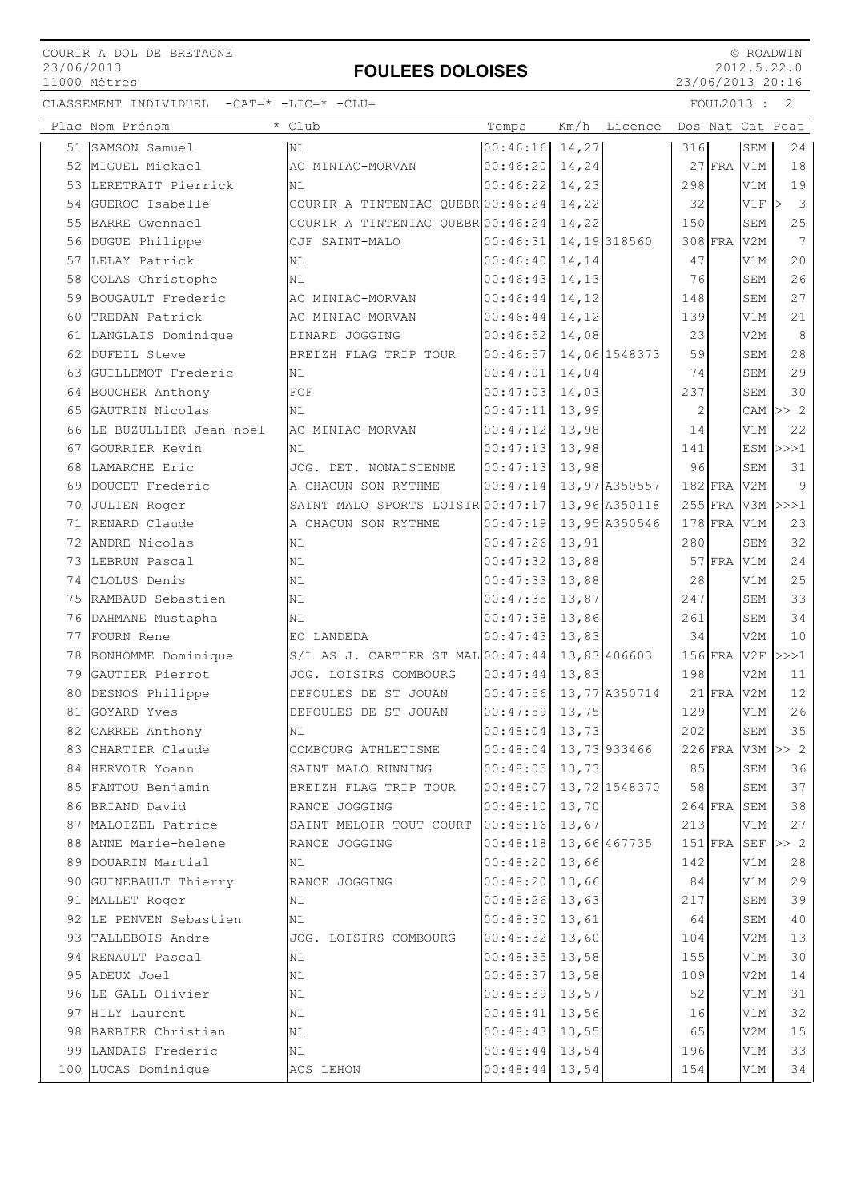COURIR A DOL DE BRETAGNE
23/06/2013
11000 Mètres

# FOULEES DOLOISES

© ROADWIN
2012.5.22.0
23/06/2013 20:16

CLASSEMENT INDIVIDUEL -CAT=* -LIC=* -CLU=

FOUL2013 : 2

| Plac | Nom Prénom | * Club | Temps | Km/h | Licence | Dos | Nat | Cat | Pcat |
|---|---|---|---|---|---|---|---|---|---|
| 51 | SAMSON Samuel | NL | 00:46:16 | 14,27 | | 316 | | SEM | 24 |
| 52 | MIGUEL Mickael | AC MINIAC-MORVAN | 00:46:20 | 14,24 | | 27 | FRA | V1M | 18 |
| 53 | LERETRAIT Pierrick | NL | 00:46:22 | 14,23 | | 298 | | V1M | 19 |
| 54 | GUEROC Isabelle | COURIR A TINTENIAC QUEBR | 00:46:24 | 14,22 | | 32 | | V1F | > 3 |
| 55 | BARRE Gwennael | COURIR A TINTENIAC QUEBR | 00:46:24 | 14,22 | | 150 | | SEM | 25 |
| 56 | DUGUE Philippe | CJF SAINT-MALO | 00:46:31 | 14,19 | 318560 | 308 | FRA | V2M | 7 |
| 57 | LELAY Patrick | NL | 00:46:40 | 14,14 | | 47 | | V1M | 20 |
| 58 | COLAS Christophe | NL | 00:46:43 | 14,13 | | 76 | | SEM | 26 |
| 59 | BOUGAULT Frederic | AC MINIAC-MORVAN | 00:46:44 | 14,12 | | 148 | | SEM | 27 |
| 60 | TREDAN Patrick | AC MINIAC-MORVAN | 00:46:44 | 14,12 | | 139 | | V1M | 21 |
| 61 | LANGLAIS Dominique | DINARD JOGGING | 00:46:52 | 14,08 | | 23 | | V2M | 8 |
| 62 | DUFEIL Steve | BREIZH FLAG TRIP TOUR | 00:46:57 | 14,06 | 1548373 | 59 | | SEM | 28 |
| 63 | GUILLEMOT Frederic | NL | 00:47:01 | 14,04 | | 74 | | SEM | 29 |
| 64 | BOUCHER Anthony | FCF | 00:47:03 | 14,03 | | 237 | | SEM | 30 |
| 65 | GAUTRIN Nicolas | NL | 00:47:11 | 13,99 | | 2 | | CAM | >> 2 |
| 66 | LE BUZULLIER Jean-noel | AC MINIAC-MORVAN | 00:47:12 | 13,98 | | 14 | | V1M | 22 |
| 67 | GOURRIER Kevin | NL | 00:47:13 | 13,98 | | 141 | | ESM | >>>1 |
| 68 | LAMARCHE Eric | JOG. DET. NONAISIENNE | 00:47:13 | 13,98 | | 96 | | SEM | 31 |
| 69 | DOUCET Frederic | A CHACUN SON RYTHME | 00:47:14 | 13,97 | A350557 | 182 | FRA | V2M | 9 |
| 70 | JULIEN Roger | SAINT MALO SPORTS LOISIR | 00:47:17 | 13,96 | A350118 | 255 | FRA | V3M | >>>1 |
| 71 | RENARD Claude | A CHACUN SON RYTHME | 00:47:19 | 13,95 | A350546 | 178 | FRA | V1M | 23 |
| 72 | ANDRE Nicolas | NL | 00:47:26 | 13,91 | | 280 | | SEM | 32 |
| 73 | LEBRUN Pascal | NL | 00:47:32 | 13,88 | | 57 | FRA | V1M | 24 |
| 74 | CLOLUS Denis | NL | 00:47:33 | 13,88 | | 28 | | V1M | 25 |
| 75 | RAMBAUD Sebastien | NL | 00:47:35 | 13,87 | | 247 | | SEM | 33 |
| 76 | DAHMANE Mustapha | NL | 00:47:38 | 13,86 | | 261 | | SEM | 34 |
| 77 | FOURN Rene | EO LANDEDA | 00:47:43 | 13,83 | | 34 | | V2M | 10 |
| 78 | BONHOMME Dominique | S/L AS J. CARTIER ST MAL | 00:47:44 | 13,83 | 406603 | 156 | FRA | V2F | >>>1 |
| 79 | GAUTIER Pierrot | JOG. LOISIRS COMBOURG | 00:47:44 | 13,83 | | 198 | | V1M | 11 |
| 80 | DESNOS Philippe | DEFOULES DE ST JOUAN | 00:47:56 | 13,77 | A350714 | 21 | FRA | V2M | 12 |
| 81 | GOYARD Yves | DEFOULES DE ST JOUAN | 00:47:59 | 13,75 | | 129 | | V1M | 26 |
| 82 | CARREE Anthony | NL | 00:48:04 | 13,73 | | 202 | | SEM | 35 |
| 83 | CHARTIER Claude | COMBOURG ATHLETISME | 00:48:04 | 13,73 | 933466 | 226 | FRA | V3M | >> 2 |
| 84 | HERVOIR Yoann | SAINT MALO RUNNING | 00:48:05 | 13,73 | | 85 | | SEM | 36 |
| 85 | FANTOU Benjamin | BREIZH FLAG TRIP TOUR | 00:48:07 | 13,72 | 1548370 | 58 | | SEM | 37 |
| 86 | BRIAND David | RANCE JOGGING | 00:48:10 | 13,70 | | 264 | FRA | SEM | 38 |
| 87 | MALOIZEL Patrice | SAINT MELOIR TOUT COURT | 00:48:16 | 13,67 | | 213 | | V1M | 27 |
| 88 | ANNE Marie-helene | RANCE JOGGING | 00:48:18 | 13,66 | 467735 | 151 | FRA | SEF | >> 2 |
| 89 | DOUARIN Martial | NL | 00:48:20 | 13,66 | | 142 | | V1M | 28 |
| 90 | GUINEBAULT Thierry | RANCE JOGGING | 00:48:20 | 13,66 | | 84 | | V1M | 29 |
| 91 | MALLET Roger | NL | 00:48:26 | 13,63 | | 217 | | SEM | 39 |
| 92 | LE PENVEN Sebastien | NL | 00:48:30 | 13,61 | | 64 | | SEM | 40 |
| 93 | TALLEBOIS Andre | JOG. LOISIRS COMBOURG | 00:48:32 | 13,60 | | 104 | | V2M | 13 |
| 94 | RENAULT Pascal | NL | 00:48:35 | 13,58 | | 155 | | V1M | 30 |
| 95 | ADEUX Joel | NL | 00:48:37 | 13,58 | | 109 | | V2M | 14 |
| 96 | LE GALL Olivier | NL | 00:48:39 | 13,57 | | 52 | | V1M | 31 |
| 97 | HILY Laurent | NL | 00:48:41 | 13,56 | | 16 | | V1M | 32 |
| 98 | BARBIER Christian | NL | 00:48:43 | 13,55 | | 65 | | V2M | 15 |
| 99 | LANDAIS Frederic | NL | 00:48:44 | 13,54 | | 196 | | V1M | 33 |
| 100 | LUCAS Dominique | ACS LEHON | 00:48:44 | 13,54 | | 154 | | V1M | 34 |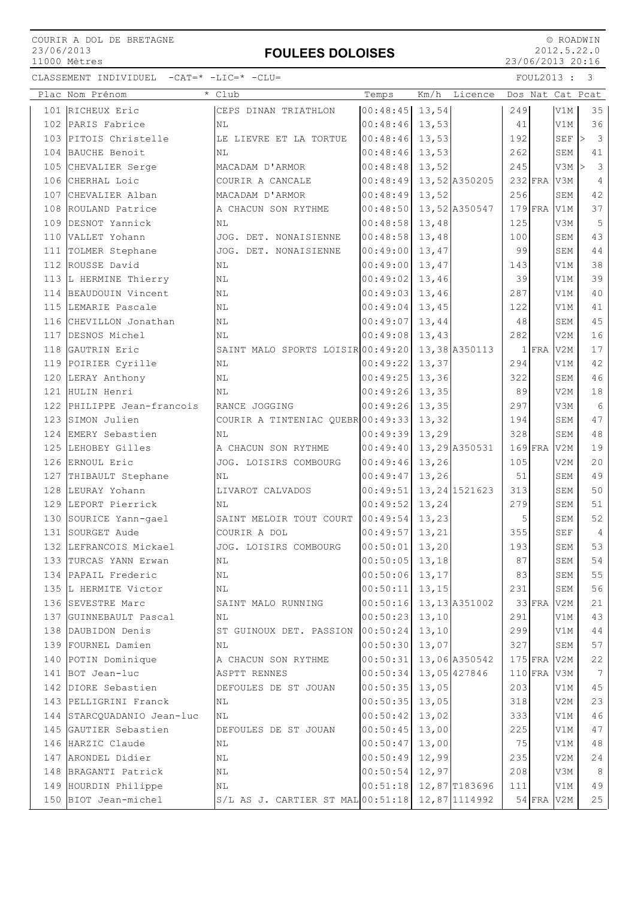COURIR A DOL DE BRETAGNE
23/06/2013
11000 Mètres

# FOULEES DOLOISES

© ROADWIN
2012.5.22.0
23/06/2013 20:16

CLASSEMENT INDIVIDUEL -CAT=* -LIC=* -CLU=

FOUL2013 : 3

| Plac | Nom Prénom | * Club | Temps | Km/h | Licence | Dos | Nat | Cat | Pcat |
|---|---|---|---|---|---|---|---|---|---|
| 101 | RICHEUX Eric | CEPS DINAN TRIATHLON | 00:48:45 | 13,54 | | 249 | | V1M | 35 |
| 102 | PARIS Fabrice | NL | 00:48:46 | 13,53 | | 41 | | V1M | 36 |
| 103 | PITOIS Christelle | LE LIEVRE ET LA TORTUE | 00:48:46 | 13,53 | | 192 | | SEF | > 3 |
| 104 | BAUCHE Benoit | NL | 00:48:46 | 13,53 | | 262 | | SEM | 41 |
| 105 | CHEVALIER Serge | MACADAM D'ARMOR | 00:48:48 | 13,52 | | 245 | | V3M | > 3 |
| 106 | CHERHAL Loic | COURIR A CANCALE | 00:48:49 | 13,52 | A350205 | 232 | FRA | V3M | 4 |
| 107 | CHEVALIER Alban | MACADAM D'ARMOR | 00:48:49 | 13,52 | | 256 | | SEM | 42 |
| 108 | ROULAND Patrice | A CHACUN SON RYTHME | 00:48:50 | 13,52 | A350547 | 179 | FRA | V1M | 37 |
| 109 | DESNOT Yannick | NL | 00:48:58 | 13,48 | | 125 | | V3M | 5 |
| 110 | VALLET Yohann | JOG. DET. NONAISIENNE | 00:48:58 | 13,48 | | 100 | | SEM | 43 |
| 111 | TOLMER Stephane | JOG. DET. NONAISIENNE | 00:49:00 | 13,47 | | 99 | | SEM | 44 |
| 112 | ROUSSE David | NL | 00:49:00 | 13,47 | | 143 | | V1M | 38 |
| 113 | L HERMINE Thierry | NL | 00:49:02 | 13,46 | | 39 | | V1M | 39 |
| 114 | BEAUDOUIN Vincent | NL | 00:49:03 | 13,46 | | 287 | | V1M | 40 |
| 115 | LEMARIE Pascale | NL | 00:49:04 | 13,45 | | 122 | | V1M | 41 |
| 116 | CHEVILLON Jonathan | NL | 00:49:07 | 13,44 | | 48 | | SEM | 45 |
| 117 | DESNOS Michel | NL | 00:49:08 | 13,43 | | 282 | | V2M | 16 |
| 118 | GAUTRIN Eric | SAINT MALO SPORTS LOISIR | 00:49:20 | 13,38 | A350113 | 1 | FRA | V2M | 17 |
| 119 | POIRIER Cyrille | NL | 00:49:22 | 13,37 | | 294 | | V1M | 42 |
| 120 | LERAY Anthony | NL | 00:49:25 | 13,36 | | 322 | | SEM | 46 |
| 121 | HULIN Henri | NL | 00:49:26 | 13,35 | | 89 | | V2M | 18 |
| 122 | PHILIPPE Jean-francois | RANCE JOGGING | 00:49:26 | 13,35 | | 297 | | V3M | 6 |
| 123 | SIMON Julien | COURIR A TINTENIAC QUEBR | 00:49:33 | 13,32 | | 194 | | SEM | 47 |
| 124 | EMERY Sebastien | NL | 00:49:39 | 13,29 | | 328 | | SEM | 48 |
| 125 | LEHOBEY Gilles | A CHACUN SON RYTHME | 00:49:40 | 13,29 | A350531 | 169 | FRA | V2M | 19 |
| 126 | ERNOUL Eric | JOG. LOISIRS COMBOURG | 00:49:46 | 13,26 | | 105 | | V2M | 20 |
| 127 | THIBAULT Stephane | NL | 00:49:47 | 13,26 | | 51 | | SEM | 49 |
| 128 | LEURAY Yohann | LIVAROT CALVADOS | 00:49:51 | 13,24 | 1521623 | 313 | | SEM | 50 |
| 129 | LEPORT Pierrick | NL | 00:49:52 | 13,24 | | 279 | | SEM | 51 |
| 130 | SOURICE Yann-gael | SAINT MELOIR TOUT COURT | 00:49:54 | 13,23 | | 5 | | SEM | 52 |
| 131 | SOURGET Aude | COURIR A DOL | 00:49:57 | 13,21 | | 355 | | SEF | 4 |
| 132 | LEFRANCOIS Mickael | JOG. LOISIRS COMBOURG | 00:50:01 | 13,20 | | 193 | | SEM | 53 |
| 133 | TURCAS YANN Erwan | NL | 00:50:05 | 13,18 | | 87 | | SEM | 54 |
| 134 | PAPAIL Frederic | NL | 00:50:06 | 13,17 | | 83 | | SEM | 55 |
| 135 | L HERMITE Victor | NL | 00:50:11 | 13,15 | | 231 | | SEM | 56 |
| 136 | SEVESTRE Marc | SAINT MALO RUNNING | 00:50:16 | 13,13 | A351002 | 33 | FRA | V2M | 21 |
| 137 | GUINNEBAULT Pascal | NL | 00:50:23 | 13,10 | | 291 | | V1M | 43 |
| 138 | DAUBIDON Denis | ST GUINOUX DET. PASSION | 00:50:24 | 13,10 | | 299 | | V1M | 44 |
| 139 | FOURNEL Damien | NL | 00:50:30 | 13,07 | | 327 | | SEM | 57 |
| 140 | POTIN Dominique | A CHACUN SON RYTHME | 00:50:31 | 13,06 | A350542 | 175 | FRA | V2M | 22 |
| 141 | BOT Jean-luc | ASPTT RENNES | 00:50:34 | 13,05 | 427846 | 110 | FRA | V3M | 7 |
| 142 | DIORE Sebastien | DEFOULES DE ST JOUAN | 00:50:35 | 13,05 | | 203 | | V1M | 45 |
| 143 | PELLIGRINI Franck | NL | 00:50:35 | 13,05 | | 318 | | V2M | 23 |
| 144 | STARCQUADANIO Jean-luc | NL | 00:50:42 | 13,02 | | 333 | | V1M | 46 |
| 145 | GAUTIER Sebastien | DEFOULES DE ST JOUAN | 00:50:45 | 13,00 | | 225 | | V1M | 47 |
| 146 | HARZIC Claude | NL | 00:50:47 | 13,00 | | 75 | | V1M | 48 |
| 147 | ARONDEL Didier | NL | 00:50:49 | 12,99 | | 235 | | V2M | 24 |
| 148 | BRAGANTI Patrick | NL | 00:50:54 | 12,97 | | 208 | | V3M | 8 |
| 149 | HOURDIN Philippe | NL | 00:51:18 | 12,87 | T183696 | 111 | | V1M | 49 |
| 150 | BIOT Jean-michel | S/L AS J. CARTIER ST MAL | 00:51:18 | 12,87 | 1114992 | 54 | FRA | V2M | 25 |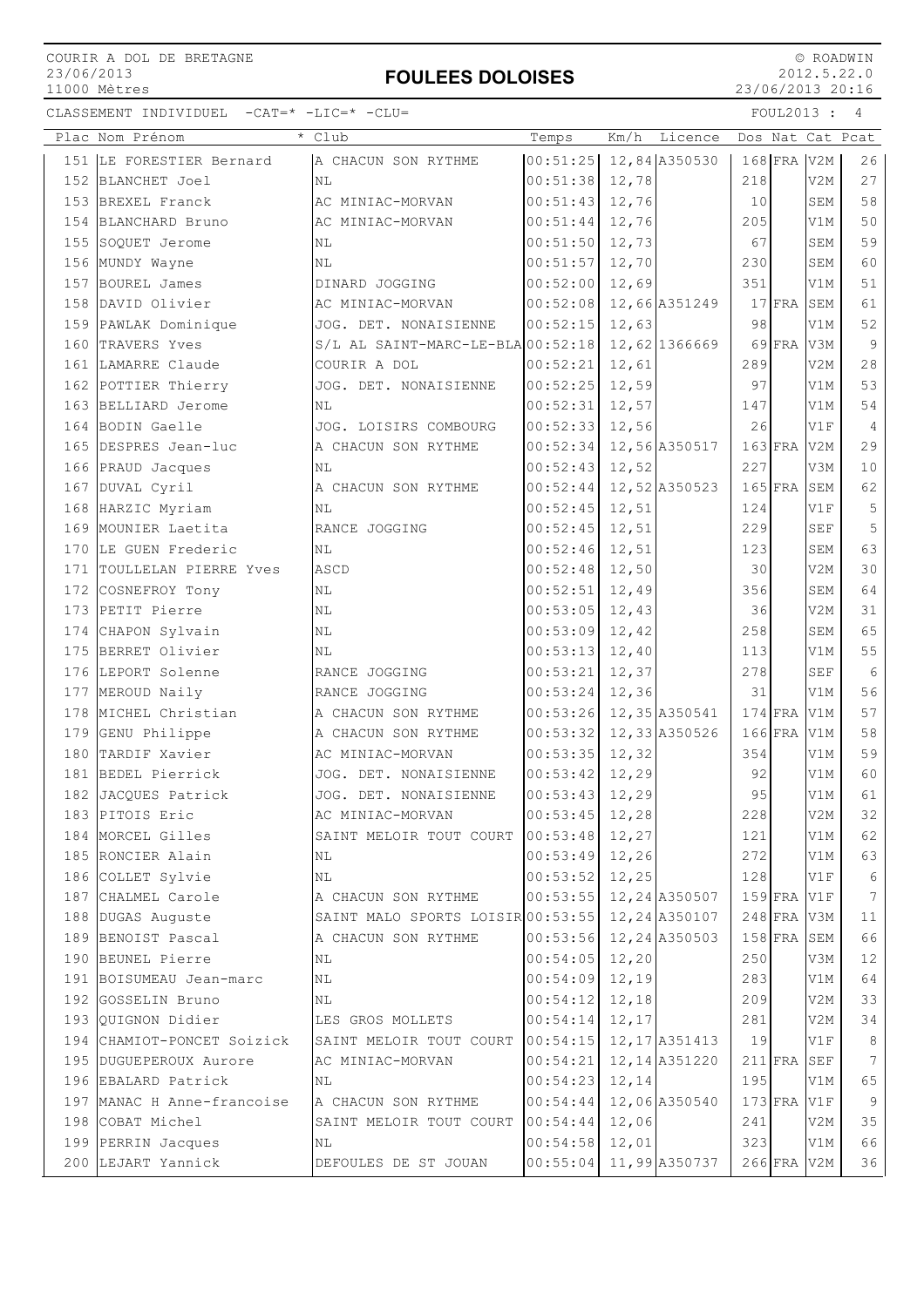COURIR A DOL DE BRETAGNE
23/06/2013
11000 Mètres

# FOULEES DOLOISES

© ROADWIN
2012.5.22.0
23/06/2013 20:16

CLASSEMENT INDIVIDUEL -CAT=* -LIC=* -CLU=

FOUL2013 : 4

| Plac | Nom Prénom | * Club | Temps | Km/h | Licence | Dos | Nat | Cat | Pcat |
|---|---|---|---|---|---|---|---|---|---|
| 151 | LE FORESTIER Bernard | A CHACUN SON RYTHME | 00:51:25 | 12,84 | A350530 | 168 | FRA | V2M | 26 |
| 152 | BLANCHET Joel | NL | 00:51:38 | 12,78 | | 218 | | V2M | 27 |
| 153 | BREXEL Franck | AC MINIAC-MORVAN | 00:51:43 | 12,76 | | 10 | | SEM | 58 |
| 154 | BLANCHARD Bruno | AC MINIAC-MORVAN | 00:51:44 | 12,76 | | 205 | | V1M | 50 |
| 155 | SOQUET Jerome | NL | 00:51:50 | 12,73 | | 67 | | SEM | 59 |
| 156 | MUNDY Wayne | NL | 00:51:57 | 12,70 | | 230 | | SEM | 60 |
| 157 | BOUREL James | DINARD JOGGING | 00:52:00 | 12,69 | | 351 | | V1M | 51 |
| 158 | DAVID Olivier | AC MINIAC-MORVAN | 00:52:08 | 12,66 | A351249 | 17 | FRA | SEM | 61 |
| 159 | PAWLAK Dominique | JOG. DET. NONAISIENNE | 00:52:15 | 12,63 | | 98 | | V1M | 52 |
| 160 | TRAVERS Yves | S/L AL SAINT-MARC-LE-BLA | 00:52:18 | 12,62 | 1366669 | 69 | FRA | V3M | 9 |
| 161 | LAMARRE Claude | COURIR A DOL | 00:52:21 | 12,61 | | 289 | | V2M | 28 |
| 162 | POTTIER Thierry | JOG. DET. NONAISIENNE | 00:52:25 | 12,59 | | 97 | | V1M | 53 |
| 163 | BELLIARD Jerome | NL | 00:52:31 | 12,57 | | 147 | | V1M | 54 |
| 164 | BODIN Gaelle | JOG. LOISIRS COMBOURG | 00:52:33 | 12,56 | | 26 | | V1F | 4 |
| 165 | DESPRES Jean-luc | A CHACUN SON RYTHME | 00:52:34 | 12,56 | A350517 | 163 | FRA | V2M | 29 |
| 166 | PRAUD Jacques | NL | 00:52:43 | 12,52 | | 227 | | V3M | 10 |
| 167 | DUVAL Cyril | A CHACUN SON RYTHME | 00:52:44 | 12,52 | A350523 | 165 | FRA | SEM | 62 |
| 168 | HARZIC Myriam | NL | 00:52:45 | 12,51 | | 124 | | V1F | 5 |
| 169 | MOUNIER Laetita | RANCE JOGGING | 00:52:45 | 12,51 | | 229 | | SEF | 5 |
| 170 | LE GUEN Frederic | NL | 00:52:46 | 12,51 | | 123 | | SEM | 63 |
| 171 | TOULLELAN PIERRE Yves | ASCD | 00:52:48 | 12,50 | | 30 | | V2M | 30 |
| 172 | COSNEFROY Tony | NL | 00:52:51 | 12,49 | | 356 | | SEM | 64 |
| 173 | PETIT Pierre | NL | 00:53:05 | 12,43 | | 36 | | V2M | 31 |
| 174 | CHAPON Sylvain | NL | 00:53:09 | 12,42 | | 258 | | SEM | 65 |
| 175 | BERRET Olivier | NL | 00:53:13 | 12,40 | | 113 | | V1M | 55 |
| 176 | LEPORT Solenne | RANCE JOGGING | 00:53:21 | 12,37 | | 278 | | SEF | 6 |
| 177 | MEROUD Naily | RANCE JOGGING | 00:53:24 | 12,36 | | 31 | | V1M | 56 |
| 178 | MICHEL Christian | A CHACUN SON RYTHME | 00:53:26 | 12,35 | A350541 | 174 | FRA | V1M | 57 |
| 179 | GENU Philippe | A CHACUN SON RYTHME | 00:53:32 | 12,33 | A350526 | 166 | FRA | V1M | 58 |
| 180 | TARDIF Xavier | AC MINIAC-MORVAN | 00:53:35 | 12,32 | | 354 | | V1M | 59 |
| 181 | BEDEL Pierrick | JOG. DET. NONAISIENNE | 00:53:42 | 12,29 | | 92 | | V1M | 60 |
| 182 | JACQUES Patrick | JOG. DET. NONAISIENNE | 00:53:43 | 12,29 | | 95 | | V1M | 61 |
| 183 | PITOIS Eric | AC MINIAC-MORVAN | 00:53:45 | 12,28 | | 228 | | V2M | 32 |
| 184 | MORCEL Gilles | SAINT MELOIR TOUT COURT | 00:53:48 | 12,27 | | 121 | | V1M | 62 |
| 185 | RONCIER Alain | NL | 00:53:49 | 12,26 | | 272 | | V1M | 63 |
| 186 | COLLET Sylvie | NL | 00:53:52 | 12,25 | | 128 | | V1F | 6 |
| 187 | CHALMEL Carole | A CHACUN SON RYTHME | 00:53:55 | 12,24 | A350507 | 159 | FRA | V1F | 7 |
| 188 | DUGAS Auguste | SAINT MALO SPORTS LOISIR | 00:53:55 | 12,24 | A350107 | 248 | FRA | V3M | 11 |
| 189 | BENOIST Pascal | A CHACUN SON RYTHME | 00:53:56 | 12,24 | A350503 | 158 | FRA | SEM | 66 |
| 190 | BEUNEL Pierre | NL | 00:54:05 | 12,20 | | 250 | | V3M | 12 |
| 191 | BOISUMEAU Jean-marc | NL | 00:54:09 | 12,19 | | 283 | | V1M | 64 |
| 192 | GOSSELIN Bruno | NL | 00:54:12 | 12,18 | | 209 | | V2M | 33 |
| 193 | QUIGNON Didier | LES GROS MOLLETS | 00:54:14 | 12,17 | | 281 | | V2M | 34 |
| 194 | CHAMIOT-PONCET Soizick | SAINT MELOIR TOUT COURT | 00:54:15 | 12,17 | A351413 | 19 | | V1F | 8 |
| 195 | DUGUEPEROUX Aurore | AC MINIAC-MORVAN | 00:54:21 | 12,14 | A351220 | 211 | FRA | SEF | 7 |
| 196 | EBALARD Patrick | NL | 00:54:23 | 12,14 | | 195 | | V1M | 65 |
| 197 | MANAC H Anne-francoise | A CHACUN SON RYTHME | 00:54:44 | 12,06 | A350540 | 173 | FRA | V1F | 9 |
| 198 | COBAT Michel | SAINT MELOIR TOUT COURT | 00:54:44 | 12,06 | | 241 | | V2M | 35 |
| 199 | PERRIN Jacques | NL | 00:54:58 | 12,01 | | 323 | | V1M | 66 |
| 200 | LEJART Yannick | DEFOULES DE ST JOUAN | 00:55:04 | 11,99 | A350737 | 266 | FRA | V2M | 36 |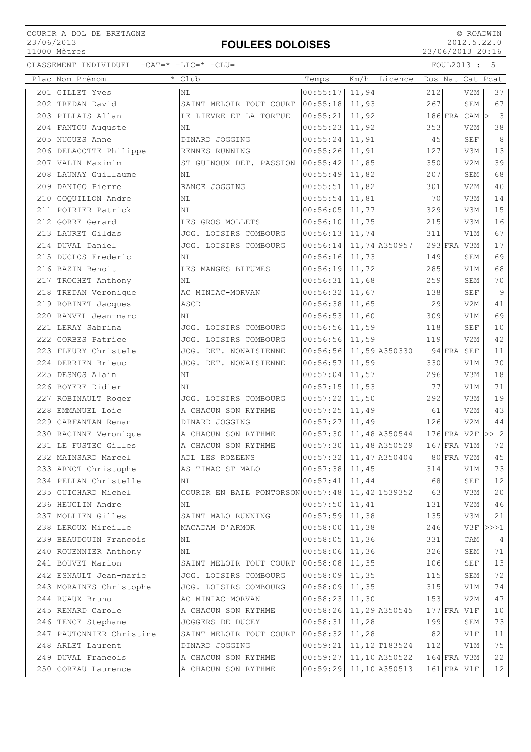COURIR A DOL DE BRETAGNE
23/06/2013
11000 Mètres

# FOULEES DOLOISES

© ROADWIN
2012.5.22.0
23/06/2013 20:16

CLASSEMENT INDIVIDUEL -CAT=* -LIC=* -CLU=

FOUL2013 : 5

| Plac | Nom Prénom | * Club | Temps | Km/h | Licence | Dos | Nat | Cat | Pcat |
|---|---|---|---|---|---|---|---|---|---|
| 201 | GILLET Yves | NL | 00:55:17 | 11,94 | | 212 | | V2M | 37 |
| 202 | TREDAN David | SAINT MELOIR TOUT COURT | 00:55:18 | 11,93 | | 267 | | SEM | 67 |
| 203 | PILLAIS Allan | LE LIEVRE ET LA TORTUE | 00:55:21 | 11,92 | | 186 | FRA | CAM | > 3 |
| 204 | FANTOU Auguste | NL | 00:55:23 | 11,92 | | 353 | | V2M | 38 |
| 205 | NUGUES Anne | DINARD JOGGING | 00:55:24 | 11,91 | | 45 | | SEF | 8 |
| 206 | DELACOTTE Philippe | RENNES RUNNING | 00:55:26 | 11,91 | | 127 | | V3M | 13 |
| 207 | VALIN Maximim | ST GUINOUX DET. PASSION | 00:55:42 | 11,85 | | 350 | | V2M | 39 |
| 208 | LAUNAY Guillaume | NL | 00:55:49 | 11,82 | | 207 | | SEM | 68 |
| 209 | DANIGO Pierre | RANCE JOGGING | 00:55:51 | 11,82 | | 301 | | V2M | 40 |
| 210 | COQUILLON Andre | NL | 00:55:54 | 11,81 | | 70 | | V3M | 14 |
| 211 | POIRIER Patrick | NL | 00:56:05 | 11,77 | | 329 | | V3M | 15 |
| 212 | GORRE Gerard | LES GROS MOLLETS | 00:56:10 | 11,75 | | 215 | | V3M | 16 |
| 213 | LAURET Gildas | JOG. LOISIRS COMBOURG | 00:56:13 | 11,74 | | 311 | | V1M | 67 |
| 214 | DUVAL Daniel | JOG. LOISIRS COMBOURG | 00:56:14 | 11,74 | A350957 | 293 | FRA | V3M | 17 |
| 215 | DUCLOS Frederic | NL | 00:56:16 | 11,73 | | 149 | | SEM | 69 |
| 216 | BAZIN Benoit | LES MANGES BITUMES | 00:56:19 | 11,72 | | 285 | | V1M | 68 |
| 217 | TROCHET Anthony | NL | 00:56:31 | 11,68 | | 259 | | SEM | 70 |
| 218 | TREDAN Veronique | AC MINIAC-MORVAN | 00:56:32 | 11,67 | | 138 | | SEF | 9 |
| 219 | ROBINET Jacques | ASCD | 00:56:38 | 11,65 | | 29 | | V2M | 41 |
| 220 | RANVEL Jean-marc | NL | 00:56:53 | 11,60 | | 309 | | V1M | 69 |
| 221 | LERAY Sabrina | JOG. LOISIRS COMBOURG | 00:56:56 | 11,59 | | 118 | | SEF | 10 |
| 222 | CORBES Patrice | JOG. LOISIRS COMBOURG | 00:56:56 | 11,59 | | 119 | | V2M | 42 |
| 223 | FLEURY Christele | JOG. DET. NONAISIENNE | 00:56:56 | 11,59 | A350330 | 94 | FRA | SEF | 11 |
| 224 | DERRIEN Brieuc | JOG. DET. NONAISIENNE | 00:56:57 | 11,59 | | 330 | | V1M | 70 |
| 225 | DESNOS Alain | NL | 00:57:04 | 11,57 | | 296 | | V3M | 18 |
| 226 | BOYERE Didier | NL | 00:57:15 | 11,53 | | 77 | | V1M | 71 |
| 227 | ROBINAULT Roger | JOG. LOISIRS COMBOURG | 00:57:22 | 11,50 | | 292 | | V3M | 19 |
| 228 | EMMANUEL Loic | A CHACUN SON RYTHME | 00:57:25 | 11,49 | | 61 | | V2M | 43 |
| 229 | CARFANTAN Renan | DINARD JOGGING | 00:57:27 | 11,49 | | 126 | | V2M | 44 |
| 230 | RACINNE Veronique | A CHACUN SON RYTHME | 00:57:30 | 11,48 | A350544 | 176 | FRA | V2F | >> 2 |
| 231 | LE FUSTEC Gilles | A CHACUN SON RYTHME | 00:57:30 | 11,48 | A350529 | 167 | FRA | V1M | 72 |
| 232 | MAINSARD Marcel | ADL LES ROZEENS | 00:57:32 | 11,47 | A350404 | 80 | FRA | V2M | 45 |
| 233 | ARNOT Christophe | AS TIMAC ST MALO | 00:57:38 | 11,45 | | 314 | | V1M | 73 |
| 234 | PELLAN Christelle | NL | 00:57:41 | 11,44 | | 68 | | SEF | 12 |
| 235 | GUICHARD Michel | COURIR EN BAIE PONTORSON | 00:57:48 | 11,42 | 1539352 | 63 | | V3M | 20 |
| 236 | HEUCLIN Andre | NL | 00:57:50 | 11,41 | | 131 | | V2M | 46 |
| 237 | MOLLIEN Gilles | SAINT MALO RUNNING | 00:57:59 | 11,38 | | 135 | | V3M | 21 |
| 238 | LEROUX Mireille | MACADAM D'ARMOR | 00:58:00 | 11,38 | | 246 | | V3F | >>>1 |
| 239 | BEAUDOUIN Francois | NL | 00:58:05 | 11,36 | | 331 | | CAM | 4 |
| 240 | ROUENNIER Anthony | NL | 00:58:06 | 11,36 | | 326 | | SEM | 71 |
| 241 | BOUVET Marion | SAINT MELOIR TOUT COURT | 00:58:08 | 11,35 | | 106 | | SEF | 13 |
| 242 | ESNAULT Jean-marie | JOG. LOISIRS COMBOURG | 00:58:09 | 11,35 | | 115 | | SEM | 72 |
| 243 | MORAINES Christophe | JOG. LOISIRS COMBOURG | 00:58:09 | 11,35 | | 315 | | V1M | 74 |
| 244 | RUAUX Bruno | AC MINIAC-MORVAN | 00:58:23 | 11,30 | | 153 | | V2M | 47 |
| 245 | RENARD Carole | A CHACUN SON RYTHME | 00:58:26 | 11,29 | A350545 | 177 | FRA | V1F | 10 |
| 246 | TENCE Stephane | JOGGERS DE DUCEY | 00:58:31 | 11,28 | | 199 | | SEM | 73 |
| 247 | PAUTONNIER Christine | SAINT MELOIR TOUT COURT | 00:58:32 | 11,28 | | 82 | | V1F | 11 |
| 248 | ARLET Laurent | DINARD JOGGING | 00:59:21 | 11,12 | T183524 | 112 | | V1M | 75 |
| 249 | DUVAL Francois | A CHACUN SON RYTHME | 00:59:27 | 11,10 | A350522 | 164 | FRA | V3M | 22 |
| 250 | COREAU Laurence | A CHACUN SON RYTHME | 00:59:29 | 11,10 | A350513 | 161 | FRA | V1F | 12 |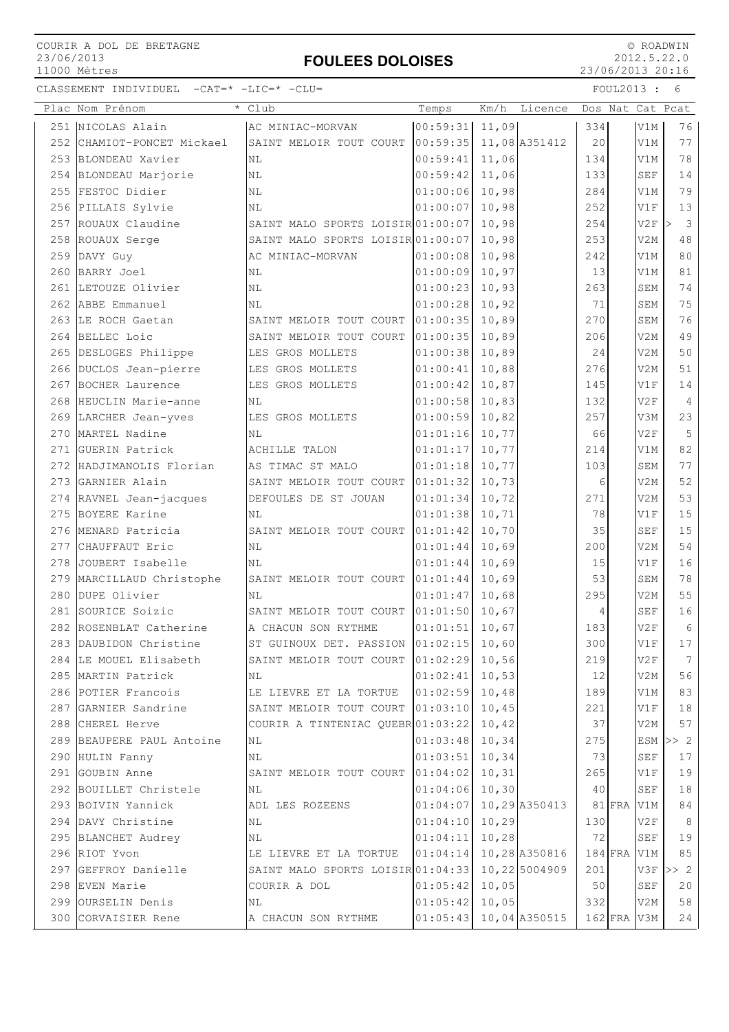COURIR A DOL DE BRETAGNE
23/06/2013
11000 Mètres

# FOULEES DOLOISES

© ROADWIN
2012.5.22.0
23/06/2013 20:16

CLASSEMENT INDIVIDUEL -CAT=* -LIC=* -CLU=

FOUL2013 : 6

| Plac | Nom Prénom | * Club | Temps | Km/h | Licence | Dos | Nat | Cat | Pcat |
|---|---|---|---|---|---|---|---|---|---|
| 251 | NICOLAS Alain | AC MINIAC-MORVAN | 00:59:31 | 11,09 | | 334 | | V1M | 76 |
| 252 | CHAMIOT-PONCET Mickael | SAINT MELOIR TOUT COURT | 00:59:35 | 11,08 | A351412 | 20 | | V1M | 77 |
| 253 | BLONDEAU Xavier | NL | 00:59:41 | 11,06 | | 134 | | V1M | 78 |
| 254 | BLONDEAU Marjorie | NL | 00:59:42 | 11,06 | | 133 | | SEF | 14 |
| 255 | FESTOC Didier | NL | 01:00:06 | 10,98 | | 284 | | V1M | 79 |
| 256 | PILLAIS Sylvie | NL | 01:00:07 | 10,98 | | 252 | | V1F | 13 |
| 257 | ROUAUX Claudine | SAINT MALO SPORTS LOISIR | 01:00:07 | 10,98 | | 254 | | V2F | > 3 |
| 258 | ROUAUX Serge | SAINT MALO SPORTS LOISIR | 01:00:07 | 10,98 | | 253 | | V2M | 48 |
| 259 | DAVY Guy | AC MINIAC-MORVAN | 01:00:08 | 10,98 | | 242 | | V1M | 80 |
| 260 | BARRY Joel | NL | 01:00:09 | 10,97 | | 13 | | V1M | 81 |
| 261 | LETOUZE Olivier | NL | 01:00:23 | 10,93 | | 263 | | SEM | 74 |
| 262 | ABBE Emmanuel | NL | 01:00:28 | 10,92 | | 71 | | SEM | 75 |
| 263 | LE ROCH Gaetan | SAINT MELOIR TOUT COURT | 01:00:35 | 10,89 | | 270 | | SEM | 76 |
| 264 | BELLEC Loic | SAINT MELOIR TOUT COURT | 01:00:35 | 10,89 | | 206 | | V2M | 49 |
| 265 | DESLOGES Philippe | LES GROS MOLLETS | 01:00:38 | 10,89 | | 24 | | V2M | 50 |
| 266 | DUCLOS Jean-pierre | LES GROS MOLLETS | 01:00:41 | 10,88 | | 276 | | V2M | 51 |
| 267 | BOCHER Laurence | LES GROS MOLLETS | 01:00:42 | 10,87 | | 145 | | V1F | 14 |
| 268 | HEUCLIN Marie-anne | NL | 01:00:58 | 10,83 | | 132 | | V2F | 4 |
| 269 | LARCHER Jean-yves | LES GROS MOLLETS | 01:00:59 | 10,82 | | 257 | | V3M | 23 |
| 270 | MARTEL Nadine | NL | 01:01:16 | 10,77 | | 66 | | V2F | 5 |
| 271 | GUERIN Patrick | ACHILLE TALON | 01:01:17 | 10,77 | | 214 | | V1M | 82 |
| 272 | HADJIMANOLIS Florian | AS TIMAC ST MALO | 01:01:18 | 10,77 | | 103 | | SEM | 77 |
| 273 | GARNIER Alain | SAINT MELOIR TOUT COURT | 01:01:32 | 10,73 | | 6 | | V2M | 52 |
| 274 | RAVNEL Jean-jacques | DEFOULES DE ST JOUAN | 01:01:34 | 10,72 | | 271 | | V2M | 53 |
| 275 | BOYERE Karine | NL | 01:01:38 | 10,71 | | 78 | | V1F | 15 |
| 276 | MENARD Patricia | SAINT MELOIR TOUT COURT | 01:01:42 | 10,70 | | 35 | | SEF | 15 |
| 277 | CHAUFFAUT Eric | NL | 01:01:44 | 10,69 | | 200 | | V2M | 54 |
| 278 | JOUBERT Isabelle | NL | 01:01:44 | 10,69 | | 15 | | V1F | 16 |
| 279 | MARCILLAUD Christophe | SAINT MELOIR TOUT COURT | 01:01:44 | 10,69 | | 53 | | SEM | 78 |
| 280 | DUPE Olivier | NL | 01:01:47 | 10,68 | | 295 | | V2M | 55 |
| 281 | SOURICE Soizic | SAINT MELOIR TOUT COURT | 01:01:50 | 10,67 | | 4 | | SEF | 16 |
| 282 | ROSENBLAT Catherine | A CHACUN SON RYTHME | 01:01:51 | 10,67 | | 183 | | V2F | 6 |
| 283 | DAUBIDON Christine | ST GUINOUX DET. PASSION | 01:02:15 | 10,60 | | 300 | | V1F | 17 |
| 284 | LE MOUEL Elisabeth | SAINT MELOIR TOUT COURT | 01:02:29 | 10,56 | | 219 | | V2F | 7 |
| 285 | MARTIN Patrick | NL | 01:02:41 | 10,53 | | 12 | | V2M | 56 |
| 286 | POTIER Francois | LE LIEVRE ET LA TORTUE | 01:02:59 | 10,48 | | 189 | | V1M | 83 |
| 287 | GARNIER Sandrine | SAINT MELOIR TOUT COURT | 01:03:10 | 10,45 | | 221 | | V1F | 18 |
| 288 | CHEREL Herve | COURIR A TINTENIAC QUEBR | 01:03:22 | 10,42 | | 37 | | V2M | 57 |
| 289 | BEAUPERE PAUL Antoine | NL | 01:03:48 | 10,34 | | 275 | | ESM | >> 2 |
| 290 | HULIN Fanny | NL | 01:03:51 | 10,34 | | 73 | | SEF | 17 |
| 291 | GOUBIN Anne | SAINT MELOIR TOUT COURT | 01:04:02 | 10,31 | | 265 | | V1F | 19 |
| 292 | BOUILLET Christele | NL | 01:04:06 | 10,30 | | 40 | | SEF | 18 |
| 293 | BOIVIN Yannick | ADL LES ROZEENS | 01:04:07 | 10,29 | A350413 | 81 | FRA | V1M | 84 |
| 294 | DAVY Christine | NL | 01:04:10 | 10,29 | | 130 | | V2F | 8 |
| 295 | BLANCHET Audrey | NL | 01:04:11 | 10,28 | | 72 | | SEF | 19 |
| 296 | RIOT Yvon | LE LIEVRE ET LA TORTUE | 01:04:14 | 10,28 | A350816 | 184 | FRA | V1M | 85 |
| 297 | GEFFROY Danielle | SAINT MALO SPORTS LOISIR | 01:04:33 | 10,22 | 5004909 | 201 | | V3F | >> 2 |
| 298 | EVEN Marie | COURIR A DOL | 01:05:42 | 10,05 | | 50 | | SEF | 20 |
| 299 | OURSELIN Denis | NL | 01:05:42 | 10,05 | | 332 | | V2M | 58 |
| 300 | CORVAISIER Rene | A CHACUN SON RYTHME | 01:05:43 | 10,04 | A350515 | 162 | FRA | V3M | 24 |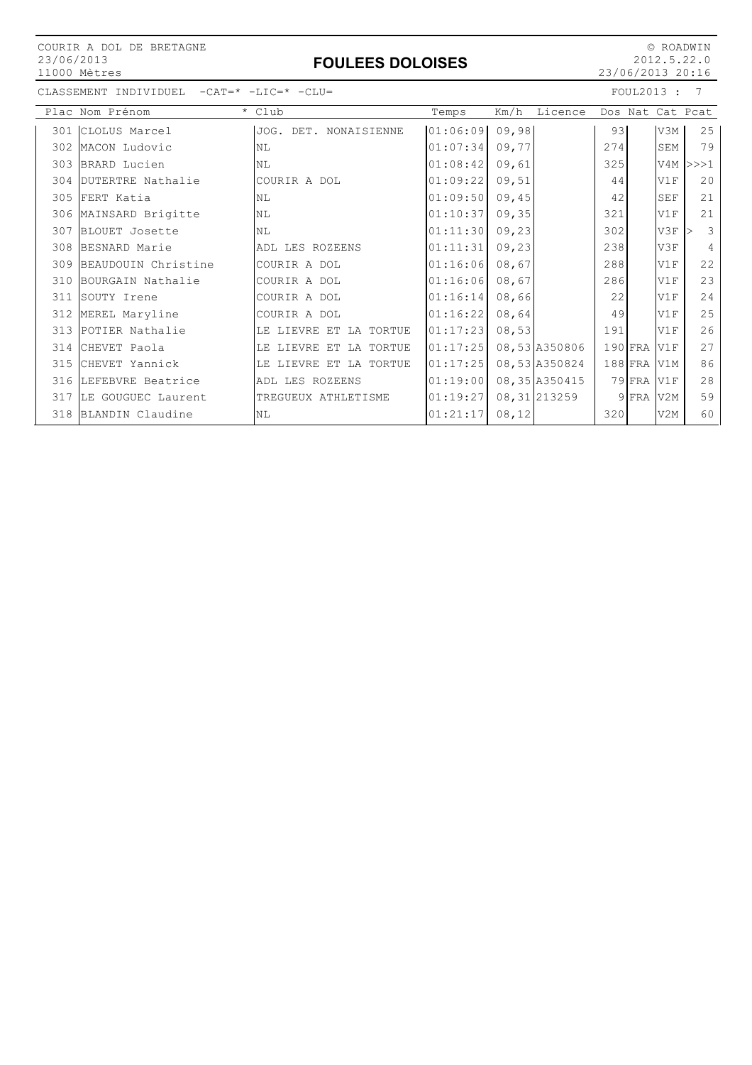COURIR A DOL DE BRETAGNE
23/06/2013
11000 Mètres

# FOULEES DOLOISES

© ROADWIN
2012.5.22.0
23/06/2013 20:16

CLASSEMENT INDIVIDUEL -CAT=* -LIC=* -CLU=

FOUL2013 : 7

| Plac | Nom Prénom | * Club | Temps | Km/h | Licence | Dos | Nat | Cat | Pcat |
|---|---|---|---|---|---|---|---|---|---|
| 301 | CLOLUS Marcel | JOG. DET. NONAISIENNE | 01:06:09 | 09,98 | | 93 | | V3M | 25 |
| 302 | MACON Ludovic | NL | 01:07:34 | 09,77 | | 274 | | SEM | 79 |
| 303 | BRARD Lucien | NL | 01:08:42 | 09,61 | | 325 | | V4M | >>>1 |
| 304 | DUTERTRE Nathalie | COURIR A DOL | 01:09:22 | 09,51 | | 44 | | V1F | 20 |
| 305 | FERT Katia | NL | 01:09:50 | 09,45 | | 42 | | SEF | 21 |
| 306 | MAINSARD Brigitte | NL | 01:10:37 | 09,35 | | 321 | | V1F | 21 |
| 307 | BLOUET Josette | NL | 01:11:30 | 09,23 | | 302 | | V3F | > 3 |
| 308 | BESNARD Marie | ADL LES ROZEENS | 01:11:31 | 09,23 | | 238 | | V3F | 4 |
| 309 | BEAUDOUIN Christine | COURIR A DOL | 01:16:06 | 08,67 | | 288 | | V1F | 22 |
| 310 | BOURGAIN Nathalie | COURIR A DOL | 01:16:06 | 08,67 | | 286 | | V1F | 23 |
| 311 | SOUTY Irene | COURIR A DOL | 01:16:14 | 08,66 | | 22 | | V1F | 24 |
| 312 | MEREL Maryline | COURIR A DOL | 01:16:22 | 08,64 | | 49 | | V1F | 25 |
| 313 | POTIER Nathalie | LE LIEVRE ET LA TORTUE | 01:17:23 | 08,53 | | 191 | | V1F | 26 |
| 314 | CHEVET Paola | LE LIEVRE ET LA TORTUE | 01:17:25 | 08,53 | A350806 | 190 | FRA | V1F | 27 |
| 315 | CHEVET Yannick | LE LIEVRE ET LA TORTUE | 01:17:25 | 08,53 | A350824 | 188 | FRA | V1M | 86 |
| 316 | LEFEBVRE Beatrice | ADL LES ROZEENS | 01:19:00 | 08,35 | A350415 | 79 | FRA | V1F | 28 |
| 317 | LE GOUGUEC Laurent | TREGUEUX ATHLETISME | 01:19:27 | 08,31 | 213259 | 9 | FRA | V2M | 59 |
| 318 | BLANDIN Claudine | NL | 01:21:17 | 08,12 | | 320 | | V2M | 60 |